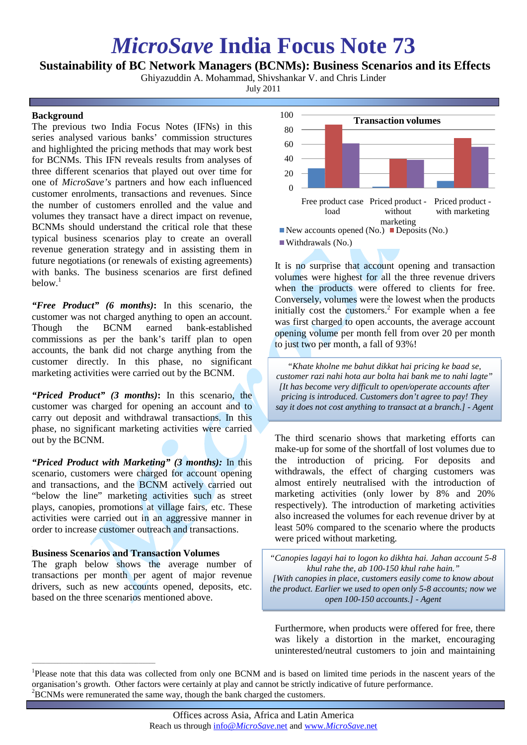# *MicroSave* India Focus Note 73

## Sustainability of BC Network Managers (BCNMs): Business Scenarios and its Effects

Ghiyazuddin A. Mohammad, Shivshankar V. and Chris Linder

July 2011

### Background

The previous two India Focus Notes (IFNs) in this series analysed various banks' commission structures and highlighted the pricing methods that may work best for BCNMs. This IFN reveals results from analyses of three different scenarios that played out over time for one of *MicroSave's* partners and how each influenced customer enrolments, transactions and revenues. Since the number of customers enrolled and the value and volumes they transact have a direct impact on revenue, BCNMs should understand the critical role that these typical business scenarios play to create an overall revenue generation strategy and in assisting them in future negotiations (or renewals of existing agreements) with banks. The business scenarios are first defined below.[1]

***"Free Product" (6 months)*:** In this scenario, the customer was not charged anything to open an account. Though the BCNM earned bank-established commissions as per the bank's tariff plan to open accounts, the bank did not charge anything from the customer directly. In this phase, no significant marketing activities were carried out by the BCNM.

***"Priced Product" (3 months)*:** In this scenario, the customer was charged for opening an account and to carry out deposit and withdrawal transactions. In this phase, no significant marketing activities were carried out by the BCNM.

***"Priced Product with Marketing" (3 months):*** In this scenario, customers were charged for account opening and transactions, and the BCNM actively carried out "below the line" marketing activities such as street plays, canopies, promotions at village fairs, etc. These activities were carried out in an aggressive manner in order to increase customer outreach and transactions.

### Business Scenarios and Transaction Volumes

The graph below shows the average number of transactions per month per agent of major revenue drivers, such as new accounts opened, deposits, etc. based on the three scenarios mentioned above.

**Transaction volumes**

| | Free product case load | Priced product - without marketing | Priced product - with marketing |
|---|---|---|---|
| New accounts opened (No.) | ~27 | ~2 | ~10 |
| Deposits (No.) | ~86 | ~40 | ~68 |
| Withdrawals (No.) | ~61 | ~38 | ~56 |

It is no surprise that account opening and transaction volumes were highest for all the three revenue drivers when the products were offered to clients for free. Conversely, volumes were the lowest when the products initially cost the customers.[2] For example when a fee was first charged to open accounts, the average account opening volume per month fell from over 20 per month to just two per month, a fall of 93%!

> *"Khate kholne me bahut dikkat hai pricing ke baad se, customer razi nahi hota aur bolta hai bank me to nahi lagte" [It has become very difficult to open/operate accounts after pricing is introduced. Customers don't agree to pay! They say it does not cost anything to transact at a branch.] - Agent*

The third scenario shows that marketing efforts can make-up for some of the shortfall of lost volumes due to the introduction of pricing. For deposits and withdrawals, the effect of charging customers was almost entirely neutralised with the introduction of marketing activities (only lower by 8% and 20% respectively). The introduction of marketing activities also increased the volumes for each revenue driver by at least 50% compared to the scenario where the products were priced without marketing.

> *"Canopies lagayi hai to logon ko dikhta hai. Jahan account 5-8 khul rahe the, ab 100-150 khul rahe hain." [With canopies in place, customers easily come to know about the product. Earlier we used to open only 5-8 accounts; now we open 100-150 accounts.] - Agent*

Furthermore, when products were offered for free, there was likely a distortion in the market, encouraging uninterested/neutral customers to join and maintaining

---

[1] Please note that this data was collected from only one BCNM and is based on limited time periods in the nascent years of the organisation's growth. Other factors were certainly at play and cannot be strictly indicative of future performance.

[2] BCNMs were remunerated the same way, though the bank charged the customers.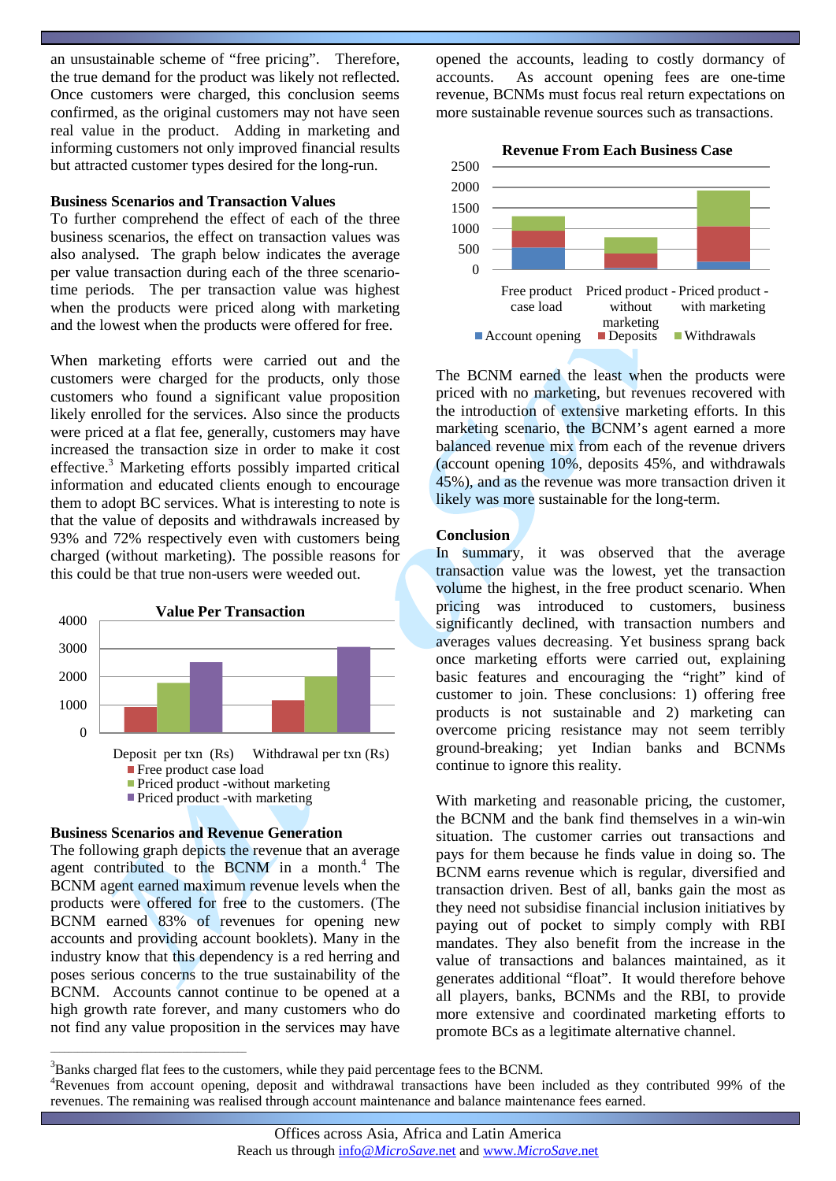an unsustainable scheme of "free pricing". Therefore, the true demand for the product was likely not reflected. Once customers were charged, this conclusion seems confirmed, as the original customers may not have seen real value in the product. Adding in marketing and informing customers not only improved financial results but attracted customer types desired for the long-run.

**Business Scenarios and Transaction Values**

To further comprehend the effect of each of the three business scenarios, the effect on transaction values was also analysed. The graph below indicates the average per value transaction during each of the three scenario-time periods. The per transaction value was highest when the products were priced along with marketing and the lowest when the products were offered for free.

When marketing efforts were carried out and the customers were charged for the products, only those customers who found a significant value proposition likely enrolled for the services. Also since the products were priced at a flat fee, generally, customers may have increased the transaction size in order to make it cost effective.[3] Marketing efforts possibly imparted critical information and educated clients enough to encourage them to adopt BC services. What is interesting to note is that the value of deposits and withdrawals increased by 93% and 72% respectively even with customers being charged (without marketing). The possible reasons for this could be that true non-users were weeded out.

**Value Per Transaction**

4000
3000
2000
1000
0

Deposit per txn (Rs)
Withdrawal per txn (Rs)

Free product case load
Priced product -without marketing
Priced product -with marketing

**Business Scenarios and Revenue Generation**

The following graph depicts the revenue that an average agent contributed to the BCNM in a month.[4] The BCNM agent earned maximum revenue levels when the products were offered for free to the customers. (The BCNM earned 83% of revenues for opening new accounts and providing account booklets). Many in the industry know that this dependency is a red herring and poses serious concerns to the true sustainability of the BCNM. Accounts cannot continue to be opened at a high growth rate forever, and many customers who do not find any value proposition in the services may have opened the accounts, leading to costly dormancy of accounts. As account opening fees are one-time revenue, BCNMs must focus real return expectations on more sustainable revenue sources such as transactions.

**Revenue From Each Business Case**

2500
2000
1500
1000
500
0

Free product case load
Priced product - without marketing
Priced product - with marketing

Account opening
Deposits
Withdrawals

The BCNM earned the least when the products were priced with no marketing, but revenues recovered with the introduction of extensive marketing efforts. In this marketing scenario, the BCNM's agent earned a more balanced revenue mix from each of the revenue drivers (account opening 10%, deposits 45%, and withdrawals 45%), and as the revenue was more transaction driven it likely was more sustainable for the long-term.

**Conclusion**

In summary, it was observed that the average transaction value was the lowest, yet the transaction volume the highest, in the free product scenario. When pricing was introduced to customers, business significantly declined, with transaction numbers and averages values decreasing. Yet business sprang back once marketing efforts were carried out, explaining basic features and encouraging the "right" kind of customer to join. These conclusions: 1) offering free products is not sustainable and 2) marketing can overcome pricing resistance may not seem terribly ground-breaking; yet Indian banks and BCNMs continue to ignore this reality.

With marketing and reasonable pricing, the customer, the BCNM and the bank find themselves in a win-win situation. The customer carries out transactions and pays for them because he finds value in doing so. The BCNM earns revenue which is regular, diversified and transaction driven. Best of all, banks gain the most as they need not subsidise financial inclusion initiatives by paying out of pocket to simply comply with RBI mandates. They also benefit from the increase in the value of transactions and balances maintained, as it generates additional "float". It would therefore behove all players, banks, BCNMs and the RBI, to provide more extensive and coordinated marketing efforts to promote BCs as a legitimate alternative channel.

---

[3] Banks charged flat fees to the customers, while they paid percentage fees to the BCNM.

[4] Revenues from account opening, deposit and withdrawal transactions have been included as they contributed 99% of the revenues. The remaining was realised through account maintenance and balance maintenance fees earned.

Offices across Asia, Africa and Latin America
Reach us through info@MicroSave.net and www.MicroSave.net